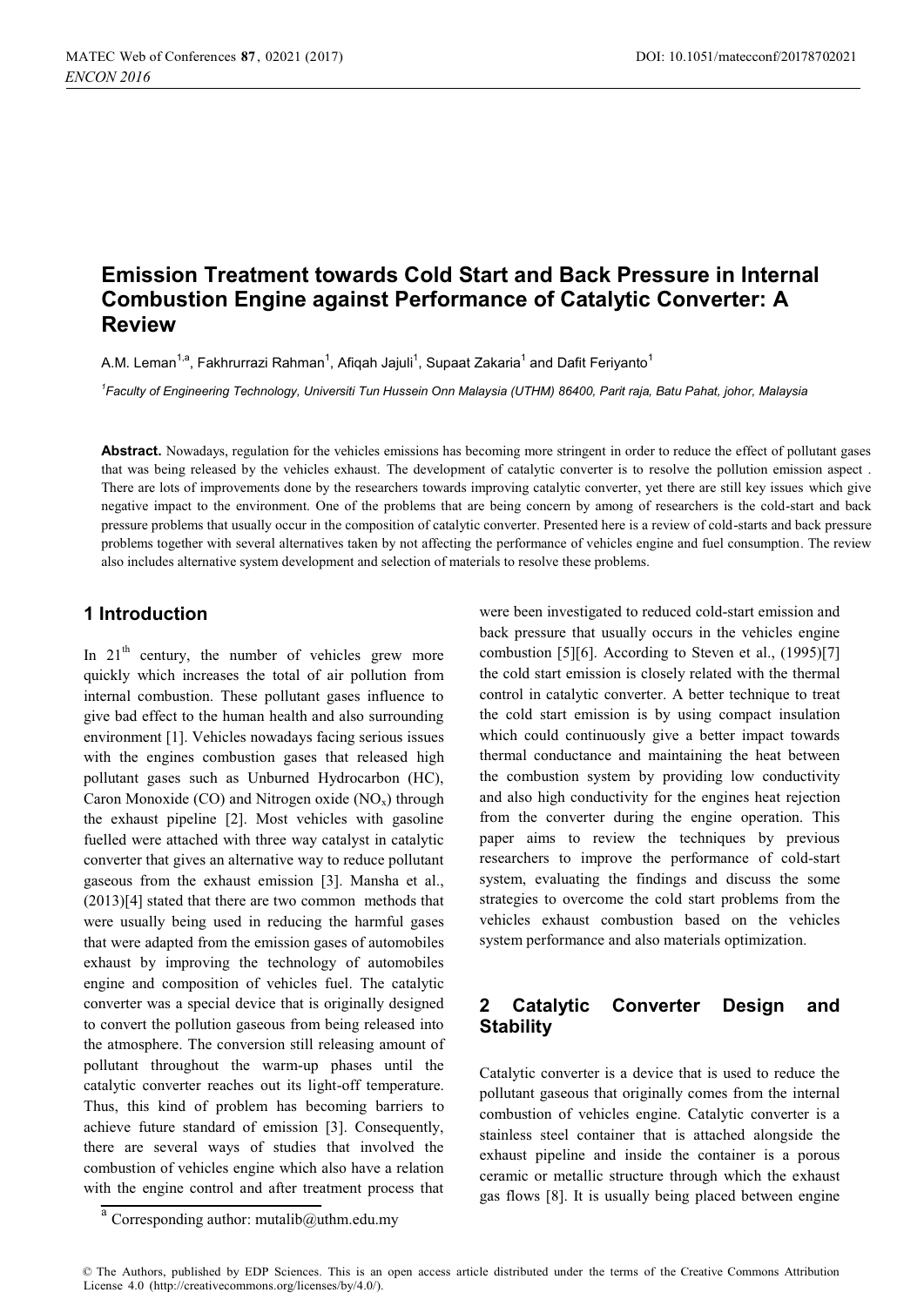# Emission Treatment towards Cold Start and Back Pressure in Internal Combustion Engine against Performance of Catalytic Converter: A Review

A.M. Leman[1,a], Fakhrurrazi Rahman[1], Afiqah Jajuli[1], Supaat Zakaria[1] and Dafit Feriyanto[1]

[1] *Faculty of Engineering Technology, Universiti Tun Hussein Onn Malaysia (UTHM) 86400, Parit raja, Batu Pahat, johor, Malaysia*

**Abstract.** Nowadays, regulation for the vehicles emissions has becoming more stringent in order to reduce the effect of pollutant gases that was being released by the vehicles exhaust. The development of catalytic converter is to resolve the pollution emission aspect . There are lots of improvements done by the researchers towards improving catalytic converter, yet there are still key issues which give negative impact to the environment. One of the problems that are being concern by among of researchers is the cold-start and back pressure problems that usually occur in the composition of catalytic converter. Presented here is a review of cold-starts and back pressure problems together with several alternatives taken by not affecting the performance of vehicles engine and fuel consumption. The review also includes alternative system development and selection of materials to resolve these problems.

## 1 Introduction

In 21$^{th}$ century, the number of vehicles grew more quickly which increases the total of air pollution from internal combustion. These pollutant gases influence to give bad effect to the human health and also surrounding environment [1]. Vehicles nowadays facing serious issues with the engines combustion gases that released high pollutant gases such as Unburned Hydrocarbon (HC), Caron Monoxide (CO) and Nitrogen oxide ($NO_x$) through the exhaust pipeline [2]. Most vehicles with gasoline fuelled were attached with three way catalyst in catalytic converter that gives an alternative way to reduce pollutant gaseous from the exhaust emission [3]. Mansha et al., (2013)[4] stated that there are two common methods that were usually being used in reducing the harmful gases that were adapted from the emission gases of automobiles exhaust by improving the technology of automobiles engine and composition of vehicles fuel. The catalytic converter was a special device that is originally designed to convert the pollution gaseous from being released into the atmosphere. The conversion still releasing amount of pollutant throughout the warm-up phases until the catalytic converter reaches out its light-off temperature. Thus, this kind of problem has becoming barriers to achieve future standard of emission [3]. Consequently, there are several ways of studies that involved the combustion of vehicles engine which also have a relation with the engine control and after treatment process that were been investigated to reduced cold-start emission and back pressure that usually occurs in the vehicles engine combustion [5][6]. According to Steven et al., (1995)[7] the cold start emission is closely related with the thermal control in catalytic converter. A better technique to treat the cold start emission is by using compact insulation which could continuously give a better impact towards thermal conductance and maintaining the heat between the combustion system by providing low conductivity and also high conductivity for the engines heat rejection from the converter during the engine operation. This paper aims to review the techniques by previous researchers to improve the performance of cold-start system, evaluating the findings and discuss the some strategies to overcome the cold start problems from the vehicles exhaust combustion based on the vehicles system performance and also materials optimization.

## 2 Catalytic Converter Design and Stability

Catalytic converter is a device that is used to reduce the pollutant gaseous that originally comes from the internal combustion of vehicles engine. Catalytic converter is a stainless steel container that is attached alongside the exhaust pipeline and inside the container is a porous ceramic or metallic structure through which the exhaust gas flows [8]. It is usually being placed between engine

[a] Corresponding author: mutalib@uthm.edu.my

© The Authors, published by EDP Sciences. This is an open access article distributed under the terms of the Creative Commons Attribution License 4.0 (http://creativecommons.org/licenses/by/4.0/).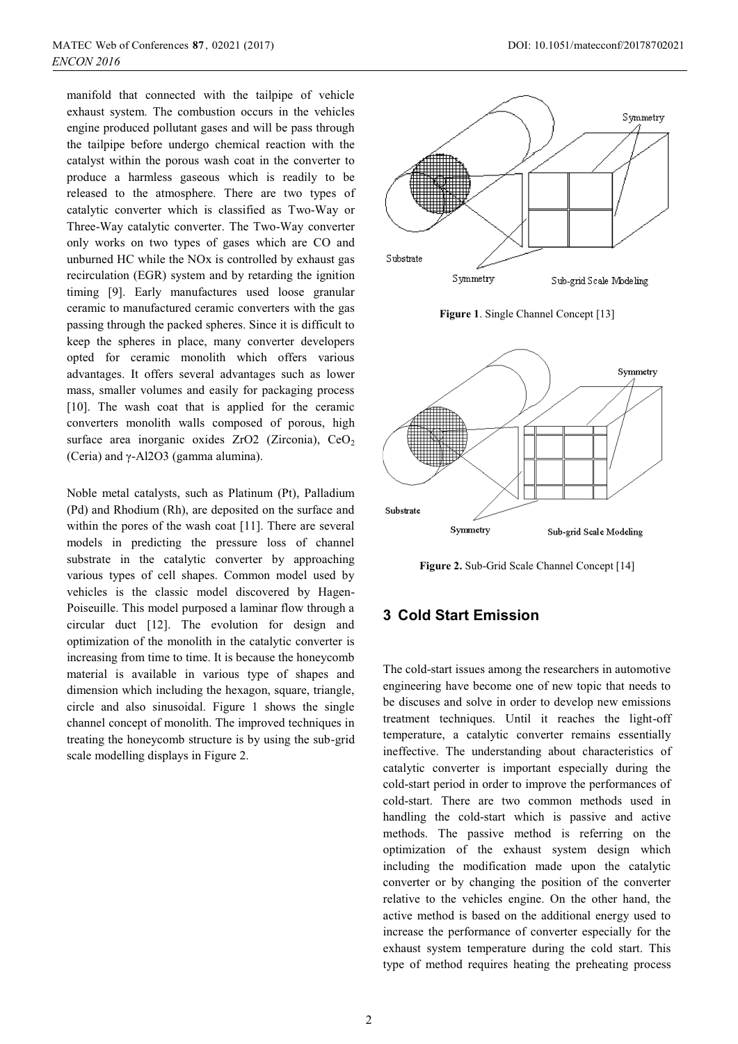manifold that connected with the tailpipe of vehicle exhaust system. The combustion occurs in the vehicles engine produced pollutant gases and will be pass through the tailpipe before undergo chemical reaction with the catalyst within the porous wash coat in the converter to produce a harmless gaseous which is readily to be released to the atmosphere. There are two types of catalytic converter which is classified as Two-Way or Three-Way catalytic converter. The Two-Way converter only works on two types of gases which are CO and unburned HC while the NOx is controlled by exhaust gas recirculation (EGR) system and by retarding the ignition timing [9]. Early manufactures used loose granular ceramic to manufactured ceramic converters with the gas passing through the packed spheres. Since it is difficult to keep the spheres in place, many converter developers opted for ceramic monolith which offers various advantages. It offers several advantages such as lower mass, smaller volumes and easily for packaging process [10]. The wash coat that is applied for the ceramic converters monolith walls composed of porous, high surface area inorganic oxides ZrO2 (Zirconia), $CeO_2$ (Ceria) and γ-Al2O3 (gamma alumina).

Noble metal catalysts, such as Platinum (Pt), Palladium (Pd) and Rhodium (Rh), are deposited on the surface and within the pores of the wash coat [11]. There are several models in predicting the pressure loss of channel substrate in the catalytic converter by approaching various types of cell shapes. Common model used by vehicles is the classic model discovered by Hagen-Poiseuille. This model purposed a laminar flow through a circular duct [12]. The evolution for design and optimization of the monolith in the catalytic converter is increasing from time to time. It is because the honeycomb material is available in various type of shapes and dimension which including the hexagon, square, triangle, circle and also sinusoidal. Figure 1 shows the single channel concept of monolith. The improved techniques in treating the honeycomb structure is by using the sub-grid scale modelling displays in Figure 2.

**Figure 1**. Single Channel Concept [13]

**Figure 2.** Sub-Grid Scale Channel Concept [14]

## 3 Cold Start Emission

The cold-start issues among the researchers in automotive engineering have become one of new topic that needs to be discuses and solve in order to develop new emissions treatment techniques. Until it reaches the light-off temperature, a catalytic converter remains essentially ineffective. The understanding about characteristics of catalytic converter is important especially during the cold-start period in order to improve the performances of cold-start. There are two common methods used in handling the cold-start which is passive and active methods. The passive method is referring on the optimization of the exhaust system design which including the modification made upon the catalytic converter or by changing the position of the converter relative to the vehicles engine. On the other hand, the active method is based on the additional energy used to increase the performance of converter especially for the exhaust system temperature during the cold start. This type of method requires heating the preheating process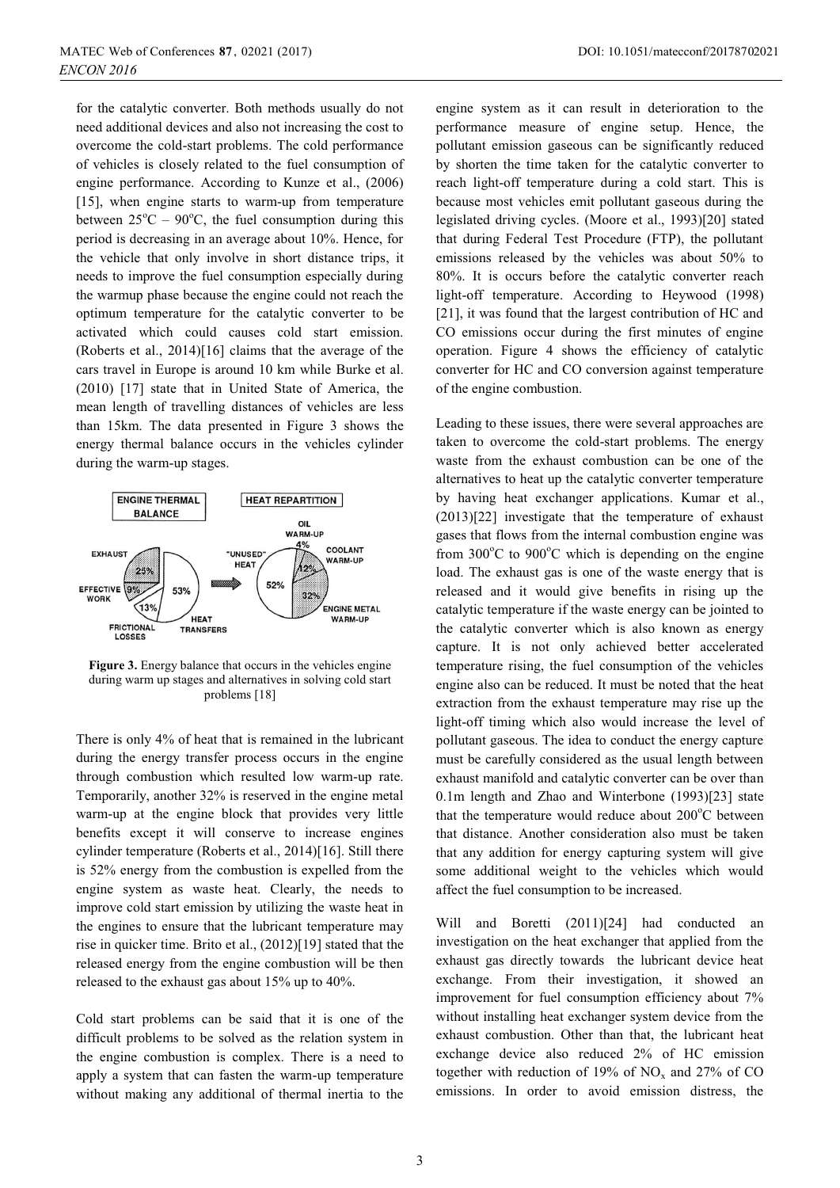for the catalytic converter. Both methods usually do not need additional devices and also not increasing the cost to overcome the cold-start problems. The cold performance of vehicles is closely related to the fuel consumption of engine performance. According to Kunze et al., (2006) [15], when engine starts to warm-up from temperature between 25°C – 90°C, the fuel consumption during this period is decreasing in an average about 10%. Hence, for the vehicle that only involve in short distance trips, it needs to improve the fuel consumption especially during the warmup phase because the engine could not reach the optimum temperature for the catalytic converter to be activated which could causes cold start emission. (Roberts et al., 2014)[16] claims that the average of the cars travel in Europe is around 10 km while Burke et al. (2010) [17] state that in United State of America, the mean length of travelling distances of vehicles are less than 15km. The data presented in Figure 3 shows the energy thermal balance occurs in the vehicles cylinder during the warm-up stages.

**Figure 3.** Energy balance that occurs in the vehicles engine during warm up stages and alternatives in solving cold start problems [18]

There is only 4% of heat that is remained in the lubricant during the energy transfer process occurs in the engine through combustion which resulted low warm-up rate. Temporarily, another 32% is reserved in the engine metal warm-up at the engine block that provides very little benefits except it will conserve to increase engines cylinder temperature (Roberts et al., 2014)[16]. Still there is 52% energy from the combustion is expelled from the engine system as waste heat. Clearly, the needs to improve cold start emission by utilizing the waste heat in the engines to ensure that the lubricant temperature may rise in quicker time. Brito et al., (2012)[19] stated that the released energy from the engine combustion will be then released to the exhaust gas about 15% up to 40%.

Cold start problems can be said that it is one of the difficult problems to be solved as the relation system in the engine combustion is complex. There is a need to apply a system that can fasten the warm-up temperature without making any additional of thermal inertia to the engine system as it can result in deterioration to the performance measure of engine setup. Hence, the pollutant emission gaseous can be significantly reduced by shorten the time taken for the catalytic converter to reach light-off temperature during a cold start. This is because most vehicles emit pollutant gaseous during the legislated driving cycles. (Moore et al., 1993)[20] stated that during Federal Test Procedure (FTP), the pollutant emissions released by the vehicles was about 50% to 80%. It is occurs before the catalytic converter reach light-off temperature. According to Heywood (1998) [21], it was found that the largest contribution of HC and CO emissions occur during the first minutes of engine operation. Figure 4 shows the efficiency of catalytic converter for HC and CO conversion against temperature of the engine combustion.

Leading to these issues, there were several approaches are taken to overcome the cold-start problems. The energy waste from the exhaust combustion can be one of the alternatives to heat up the catalytic converter temperature by having heat exchanger applications. Kumar et al., (2013)[22] investigate that the temperature of exhaust gases that flows from the internal combustion engine was from 300°C to 900°C which is depending on the engine load. The exhaust gas is one of the waste energy that is released and it would give benefits in rising up the catalytic temperature if the waste energy can be jointed to the catalytic converter which is also known as energy capture. It is not only achieved better accelerated temperature rising, the fuel consumption of the vehicles engine also can be reduced. It must be noted that the heat extraction from the exhaust temperature may rise up the light-off timing which also would increase the level of pollutant gaseous. The idea to conduct the energy capture must be carefully considered as the usual length between exhaust manifold and catalytic converter can be over than 0.1m length and Zhao and Winterbone (1993)[23] state that the temperature would reduce about 200°C between that distance. Another consideration also must be taken that any addition for energy capturing system will give some additional weight to the vehicles which would affect the fuel consumption to be increased.

Will and Boretti (2011)[24] had conducted an investigation on the heat exchanger that applied from the exhaust gas directly towards the lubricant device heat exchange. From their investigation, it showed an improvement for fuel consumption efficiency about 7% without installing heat exchanger system device from the exhaust combustion. Other than that, the lubricant heat exchange device also reduced 2% of HC emission together with reduction of 19% of $NO_x$ and 27% of CO emissions. In order to avoid emission distress, the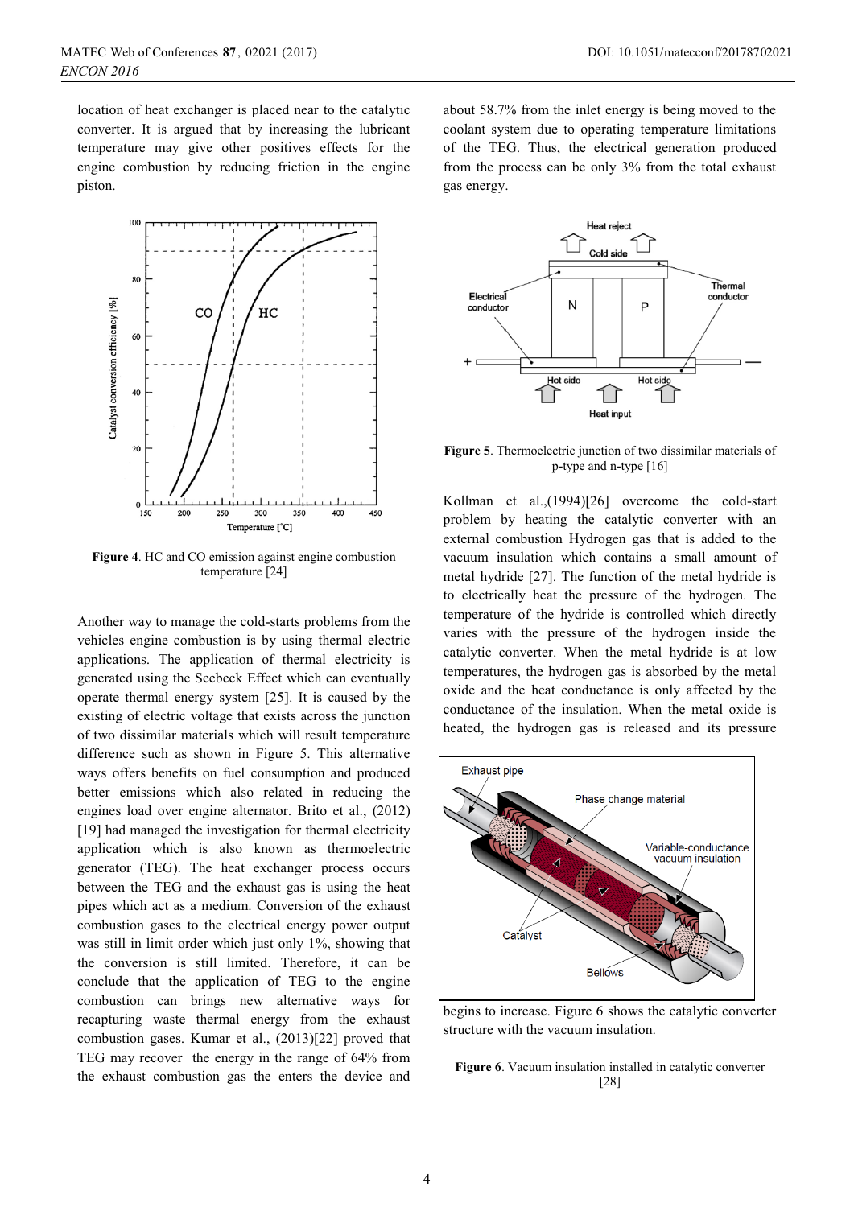location of heat exchanger is placed near to the catalytic converter. It is argued that by increasing the lubricant temperature may give other positives effects for the engine combustion by reducing friction in the engine piston.

**Figure 4**. HC and CO emission against engine combustion temperature [24]

Another way to manage the cold-starts problems from the vehicles engine combustion is by using thermal electric applications. The application of thermal electricity is generated using the Seebeck Effect which can eventually operate thermal energy system [25]. It is caused by the existing of electric voltage that exists across the junction of two dissimilar materials which will result temperature difference such as shown in Figure 5. This alternative ways offers benefits on fuel consumption and produced better emissions which also related in reducing the engines load over engine alternator. Brito et al., (2012) [19] had managed the investigation for thermal electricity application which is also known as thermoelectric generator (TEG). The heat exchanger process occurs between the TEG and the exhaust gas is using the heat pipes which act as a medium. Conversion of the exhaust combustion gases to the electrical energy power output was still in limit order which just only 1%, showing that the conversion is still limited. Therefore, it can be conclude that the application of TEG to the engine combustion can brings new alternative ways for recapturing waste thermal energy from the exhaust combustion gases. Kumar et al., (2013)[22] proved that TEG may recover the energy in the range of 64% from the exhaust combustion gas the enters the device and about 58.7% from the inlet energy is being moved to the coolant system due to operating temperature limitations of the TEG. Thus, the electrical generation produced from the process can be only 3% from the total exhaust gas energy.

**Figure 5**. Thermoelectric junction of two dissimilar materials of p-type and n-type [16]

Kollman et al.,(1994)[26] overcome the cold-start problem by heating the catalytic converter with an external combustion Hydrogen gas that is added to the vacuum insulation which contains a small amount of metal hydride [27]. The function of the metal hydride is to electrically heat the pressure of the hydrogen. The temperature of the hydride is controlled which directly varies with the pressure of the hydrogen inside the catalytic converter. When the metal hydride is at low temperatures, the hydrogen gas is absorbed by the metal oxide and the heat conductance is only affected by the conductance of the insulation. When the metal oxide is heated, the hydrogen gas is released and its pressure begins to increase. Figure 6 shows the catalytic converter structure with the vacuum insulation.

**Figure 6**. Vacuum insulation installed in catalytic converter [28]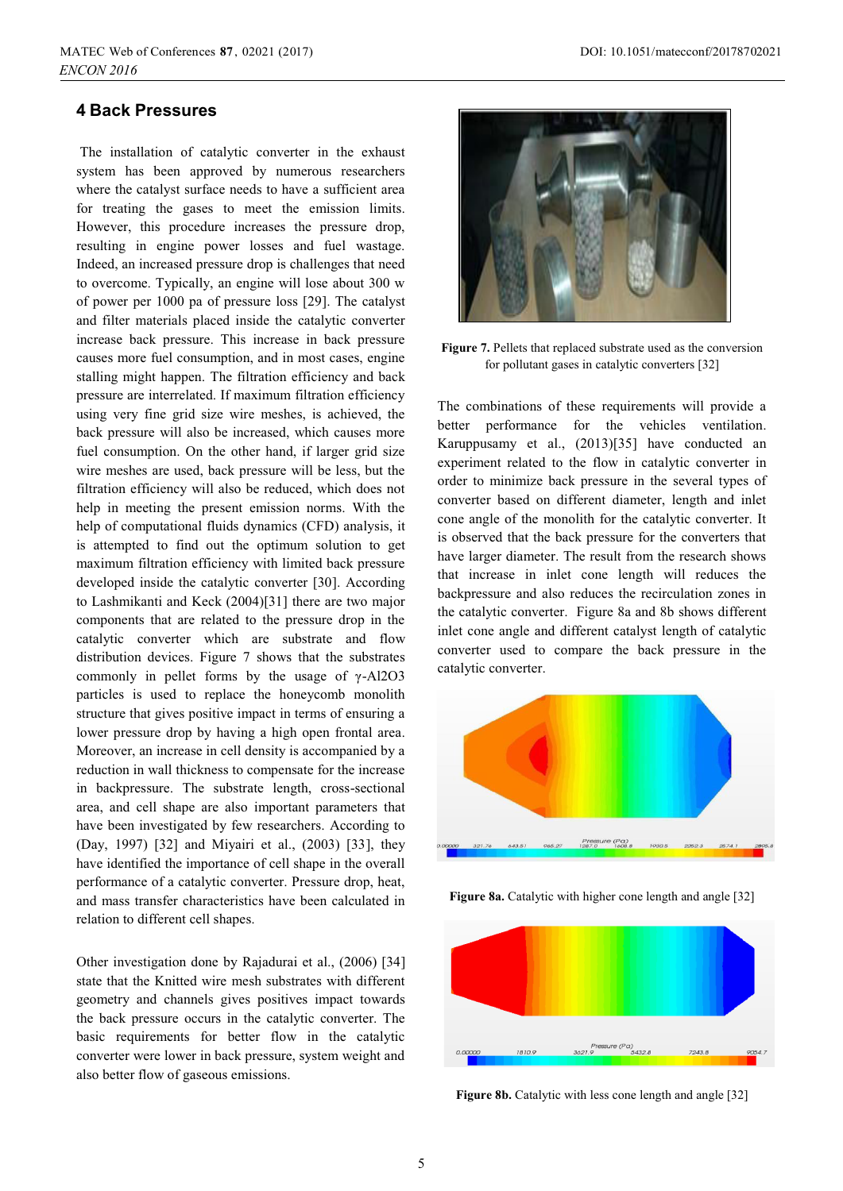## 4 Back Pressures

The installation of catalytic converter in the exhaust system has been approved by numerous researchers where the catalyst surface needs to have a sufficient area for treating the gases to meet the emission limits. However, this procedure increases the pressure drop, resulting in engine power losses and fuel wastage. Indeed, an increased pressure drop is challenges that need to overcome. Typically, an engine will lose about 300 w of power per 1000 pa of pressure loss [29]. The catalyst and filter materials placed inside the catalytic converter increase back pressure. This increase in back pressure causes more fuel consumption, and in most cases, engine stalling might happen. The filtration efficiency and back pressure are interrelated. If maximum filtration efficiency using very fine grid size wire meshes, is achieved, the back pressure will also be increased, which causes more fuel consumption. On the other hand, if larger grid size wire meshes are used, back pressure will be less, but the filtration efficiency will also be reduced, which does not help in meeting the present emission norms. With the help of computational fluids dynamics (CFD) analysis, it is attempted to find out the optimum solution to get maximum filtration efficiency with limited back pressure developed inside the catalytic converter [30]. According to Lashmikanti and Keck (2004)[31] there are two major components that are related to the pressure drop in the catalytic converter which are substrate and flow distribution devices. Figure 7 shows that the substrates commonly in pellet forms by the usage of γ-$Al_2O_3$ particles is used to replace the honeycomb monolith structure that gives positive impact in terms of ensuring a lower pressure drop by having a high open frontal area. Moreover, an increase in cell density is accompanied by a reduction in wall thickness to compensate for the increase in backpressure. The substrate length, cross-sectional area, and cell shape are also important parameters that have been investigated by few researchers. According to (Day, 1997) [32] and Miyairi et al., (2003) [33], they have identified the importance of cell shape in the overall performance of a catalytic converter. Pressure drop, heat, and mass transfer characteristics have been calculated in relation to different cell shapes.

Other investigation done by Rajadurai et al., (2006) [34] state that the Knitted wire mesh substrates with different geometry and channels gives positives impact towards the back pressure occurs in the catalytic converter. The basic requirements for better flow in the catalytic converter were lower in back pressure, system weight and also better flow of gaseous emissions.

**Figure 7.** Pellets that replaced substrate used as the conversion for pollutant gases in catalytic converters [32]

The combinations of these requirements will provide a better performance for the vehicles ventilation. Karuppusamy et al., (2013)[35] have conducted an experiment related to the flow in catalytic converter in order to minimize back pressure in the several types of converter based on different diameter, length and inlet cone angle of the monolith for the catalytic converter. It is observed that the back pressure for the converters that have larger diameter. The result from the research shows that increase in inlet cone length will reduces the backpressure and also reduces the recirculation zones in the catalytic converter. Figure 8a and 8b shows different inlet cone angle and different catalyst length of catalytic converter used to compare the back pressure in the catalytic converter.

**Figure 8a.** Catalytic with higher cone length and angle [32]

**Figure 8b.** Catalytic with less cone length and angle [32]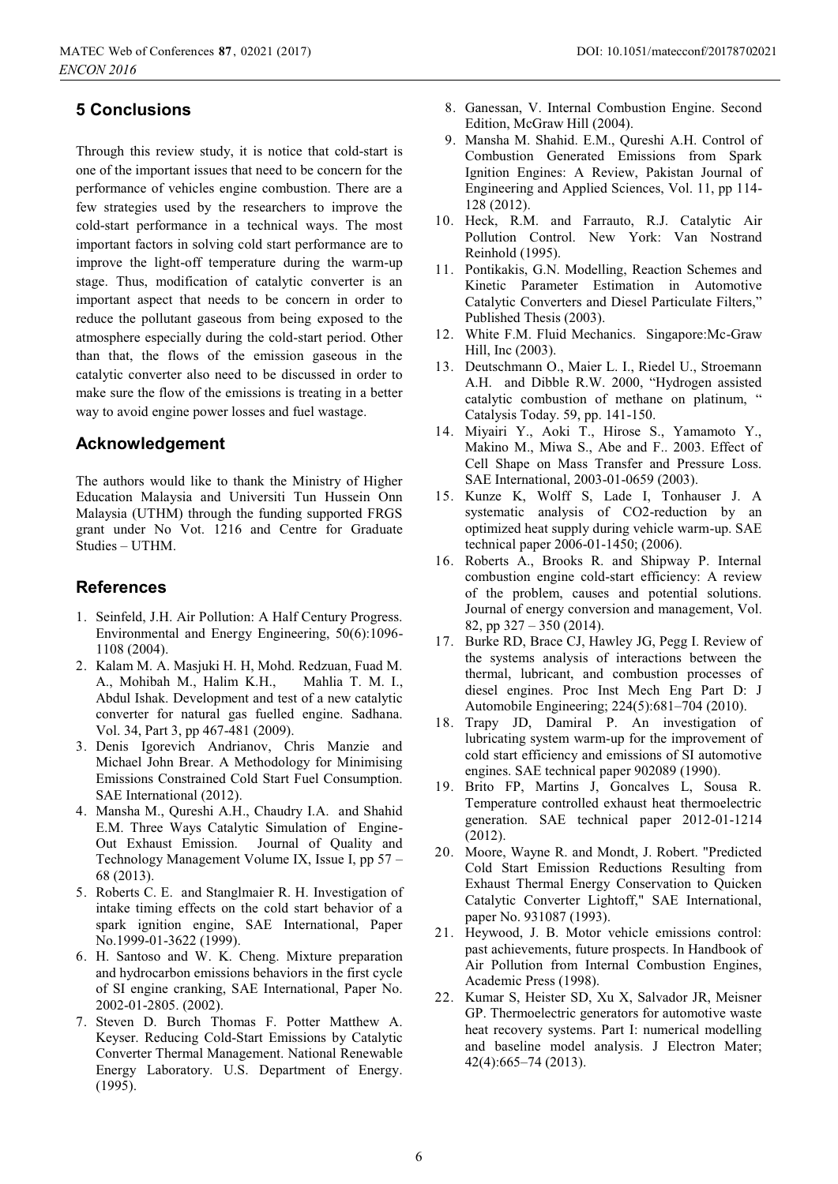## 5 Conclusions

Through this review study, it is notice that cold-start is one of the important issues that need to be concern for the performance of vehicles engine combustion. There are a few strategies used by the researchers to improve the cold-start performance in a technical ways. The most important factors in solving cold start performance are to improve the light-off temperature during the warm-up stage. Thus, modification of catalytic converter is an important aspect that needs to be concern in order to reduce the pollutant gaseous from being exposed to the atmosphere especially during the cold-start period. Other than that, the flows of the emission gaseous in the catalytic converter also need to be discussed in order to make sure the flow of the emissions is treating in a better way to avoid engine power losses and fuel wastage.

## Acknowledgement

The authors would like to thank the Ministry of Higher Education Malaysia and Universiti Tun Hussein Onn Malaysia (UTHM) through the funding supported FRGS grant under No Vot. 1216 and Centre for Graduate Studies – UTHM.

## References

1. Seinfeld, J.H. Air Pollution: A Half Century Progress. Environmental and Energy Engineering, 50(6):1096-1108 (2004).
2. Kalam M. A. Masjuki H. H, Mohd. Redzuan, Fuad M. A., Mohibah M., Halim K.H., Mahlia T. M. I., Abdul Ishak. Development and test of a new catalytic converter for natural gas fuelled engine. Sadhana. Vol. 34, Part 3, pp 467-481 (2009).
3. Denis Igorevich Andrianov, Chris Manzie and Michael John Brear. A Methodology for Minimising Emissions Constrained Cold Start Fuel Consumption. SAE International (2012).
4. Mansha M., Qureshi A.H., Chaudry I.A. and Shahid E.M. Three Ways Catalytic Simulation of Engine-Out Exhaust Emission. Journal of Quality and Technology Management Volume IX, Issue I, pp 57 – 68 (2013).
5. Roberts C. E. and Stanglmaier R. H. Investigation of intake timing effects on the cold start behavior of a spark ignition engine, SAE International, Paper No.1999-01-3622 (1999).
6. H. Santoso and W. K. Cheng. Mixture preparation and hydrocarbon emissions behaviors in the first cycle of SI engine cranking, SAE International, Paper No. 2002-01-2805. (2002).
7. Steven D. Burch Thomas F. Potter Matthew A. Keyser. Reducing Cold-Start Emissions by Catalytic Converter Thermal Management. National Renewable Energy Laboratory. U.S. Department of Energy. (1995).
8. Ganessan, V. Internal Combustion Engine. Second Edition, McGraw Hill (2004).
9. Mansha M. Shahid. E.M., Qureshi A.H. Control of Combustion Generated Emissions from Spark Ignition Engines: A Review, Pakistan Journal of Engineering and Applied Sciences, Vol. 11, pp 114-128 (2012).
10. Heck, R.M. and Farrauto, R.J. Catalytic Air Pollution Control. New York: Van Nostrand Reinhold (1995).
11. Pontikakis, G.N. Modelling, Reaction Schemes and Kinetic Parameter Estimation in Automotive Catalytic Converters and Diesel Particulate Filters," Published Thesis (2003).
12. White F.M. Fluid Mechanics. Singapore:Mc-Graw Hill, Inc (2003).
13. Deutschmann O., Maier L. I., Riedel U., Stroemann A.H. and Dibble R.W. 2000, "Hydrogen assisted catalytic combustion of methane on platinum, " Catalysis Today. 59, pp. 141-150.
14. Miyairi Y., Aoki T., Hirose S., Yamamoto Y., Makino M., Miwa S., Abe and F.. 2003. Effect of Cell Shape on Mass Transfer and Pressure Loss. SAE International, 2003-01-0659 (2003).
15. Kunze K, Wolff S, Lade I, Tonhauser J. A systematic analysis of CO2-reduction by an optimized heat supply during vehicle warm-up. SAE technical paper 2006-01-1450; (2006).
16. Roberts A., Brooks R. and Shipway P. Internal combustion engine cold-start efficiency: A review of the problem, causes and potential solutions. Journal of energy conversion and management, Vol. 82, pp 327 – 350 (2014).
17. Burke RD, Brace CJ, Hawley JG, Pegg I. Review of the systems analysis of interactions between the thermal, lubricant, and combustion processes of diesel engines. Proc Inst Mech Eng Part D: J Automobile Engineering; 224(5):681–704 (2010).
18. Trapy JD, Damiral P. An investigation of lubricating system warm-up for the improvement of cold start efficiency and emissions of SI automotive engines. SAE technical paper 902089 (1990).
19. Brito FP, Martins J, Goncalves L, Sousa R. Temperature controlled exhaust heat thermoelectric generation. SAE technical paper 2012-01-1214 (2012).
20. Moore, Wayne R. and Mondt, J. Robert. "Predicted Cold Start Emission Reductions Resulting from Exhaust Thermal Energy Conservation to Quicken Catalytic Converter Lightoff," SAE International, paper No. 931087 (1993).
21. Heywood, J. B. Motor vehicle emissions control: past achievements, future prospects. In Handbook of Air Pollution from Internal Combustion Engines, Academic Press (1998).
22. Kumar S, Heister SD, Xu X, Salvador JR, Meisner GP. Thermoelectric generators for automotive waste heat recovery systems. Part I: numerical modelling and baseline model analysis. J Electron Mater; 42(4):665–74 (2013).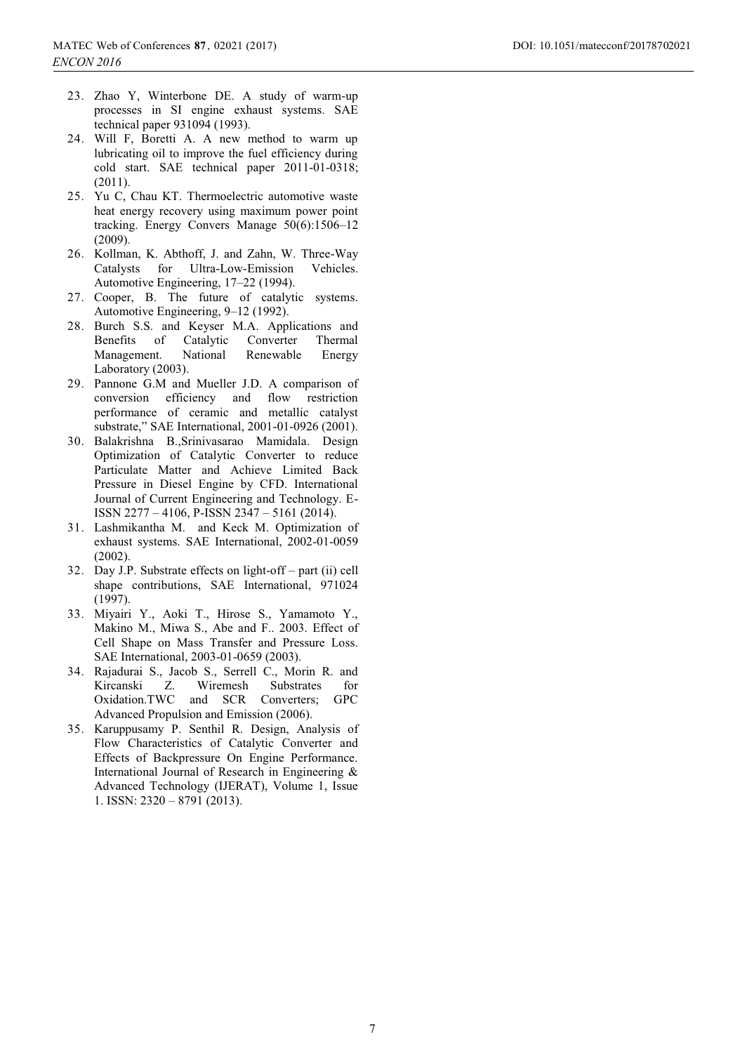23. Zhao Y, Winterbone DE. A study of warm-up processes in SI engine exhaust systems. SAE technical paper 931094 (1993).
24. Will F, Boretti A. A new method to warm up lubricating oil to improve the fuel efficiency during cold start. SAE technical paper 2011-01-0318; (2011).
25. Yu C, Chau KT. Thermoelectric automotive waste heat energy recovery using maximum power point tracking. Energy Convers Manage 50(6):1506–12 (2009).
26. Kollman, K. Abthoff, J. and Zahn, W. Three-Way Catalysts for Ultra-Low-Emission Vehicles. Automotive Engineering, 17–22 (1994).
27. Cooper, B. The future of catalytic systems. Automotive Engineering, 9–12 (1992).
28. Burch S.S. and Keyser M.A. Applications and Benefits of Catalytic Converter Thermal Management. National Renewable Energy Laboratory (2003).
29. Pannone G.M and Mueller J.D. A comparison of conversion efficiency and flow restriction performance of ceramic and metallic catalyst substrate," SAE International, 2001-01-0926 (2001).
30. Balakrishna B.,Srinivasarao Mamidala. Design Optimization of Catalytic Converter to reduce Particulate Matter and Achieve Limited Back Pressure in Diesel Engine by CFD. International Journal of Current Engineering and Technology. E-ISSN 2277 – 4106, P-ISSN 2347 – 5161 (2014).
31. Lashmikantha M. and Keck M. Optimization of exhaust systems. SAE International, 2002-01-0059 (2002).
32. Day J.P. Substrate effects on light-off – part (ii) cell shape contributions, SAE International, 971024 (1997).
33. Miyairi Y., Aoki T., Hirose S., Yamamoto Y., Makino M., Miwa S., Abe and F.. 2003. Effect of Cell Shape on Mass Transfer and Pressure Loss. SAE International, 2003-01-0659 (2003).
34. Rajadurai S., Jacob S., Serrell C., Morin R. and Kircanski Z. Wiremesh Substrates for Oxidation.TWC and SCR Converters; GPC Advanced Propulsion and Emission (2006).
35. Karuppusamy P. Senthil R. Design, Analysis of Flow Characteristics of Catalytic Converter and Effects of Backpressure On Engine Performance. International Journal of Research in Engineering & Advanced Technology (IJERAT), Volume 1, Issue 1. ISSN: 2320 – 8791 (2013).